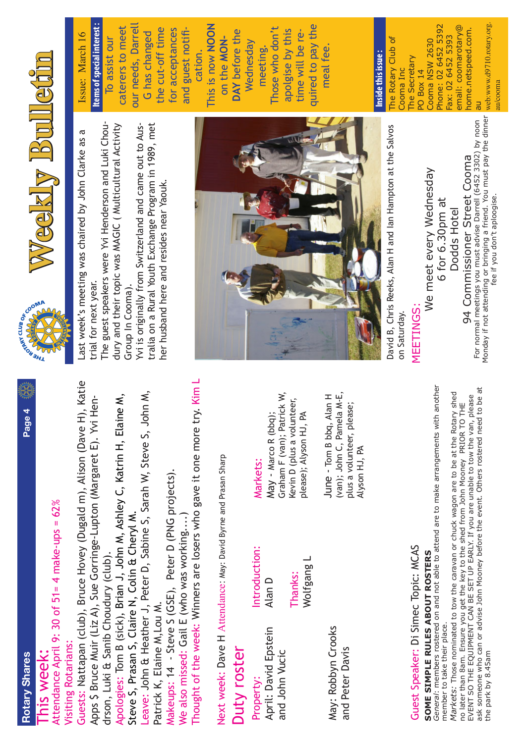# Weekly Bulletin

Issue: March 16

**Items of special interest:**

To assist our caterers to meet our needs, Darrell G has changed the cut-off time for acceptances and guest notification.

This is now **NOON** on the **MONDAY** before the Wednesday meeting.

Those who don't apolgise by this time will be required to pay the meal fee.

**Inside this issue:**

The Rotary Club of Cooma Inc
The Secretary
PO Box 14
Cooma NSW 2630
Phone: 02 6452 5392
Fax: 02 6452 5393
email: coomarotary@home.netspeed.com.au
web:www.d9710.rotary.org.au/cooma

Last week's meeting was chaired by John Clarke as a trial for next year.

The guest speakers were Yvi Henderson and Luki Choudury and their topic was MAGIC ( Multicultural Activity Group In Cooma).

Yvi is originally from Switzerland and came out to Australia on a Rural Youth Exchange Program in 1989, met her husband here and resides near Yaouk.

David B, Chris Reeks, Alan H and Ian Hampton at the Salvos on Saturday.

## MEETINGS:

We meet every Wednesday
6 for 6.30pm at
Dodds Hotel
94 Commissioner Street Cooma

For normal meetings you must advise Darrell (6452 3302) by noon Monday if not attending or bringing a friend. You must pay the dinner fee if you don't aploogise.

# This week:

Attendance April 9: 30 of 51= 4 make-ups = 62%

Visiting Rotarians:

Guests: Nattapan (club), Bruce Hovey (Dugald m), Alison (Dave H), Katie Apps $ Bruce Muir (Liz A), Sue Gorringe-Lupton (Margaret E). Yvi Henderson, Luki & Sanib Choudury (club).

Apologies: Tom B (sick), Brian J, John M, Ashley C, Katrin H, Elaine M, Steve S, Prasan S, Claire N, Colin & Cheryl M.

Leave: John & Heather J, Peter D, Sabine S, Sarah W, Steve S, John M, Patrick K, Elaine M,Lou M.

Makeups: 14 - Steve S (GSE), Peter D (PNG projects).

We also missed: Gail E (who was working….)

Thought of the week: Winners are losers who gave it one more try. Kim L

Next week: Dave H Attendance: May: David Byrne and Prasan Sharp

## Duty roster

Property:
April: David Epstein and John Vucic

May: Robbyn Crooks and Peter Davis

Introduction:
Alan D

Thanks:
Wolfgang L

Markets:
May - Marco R (bbq); Graham F (van); Patrick W, Kevin D (plus a volunteer, please); Alyson HJ, PA

June - Tom B bbq, Alan H (van); John C, Pamela M-E, plus a volunteer, please; Alyson HJ, PA

Guest Speaker: Di Simec Topic: MCAS

**SOME SIMPLE RULES ABOUT ROSTERS**

*General:* members rostered on and not able to attend are to make arrangements with another member to take their place.

*Markets:* Those nominated to tow the caravan or chuck wagon are to be at the Rotary shed no later than 8am. Ensure you get the key to the shed from John Mooney PRIOR TO THE EVENT SO THE EQUIPMENT CAN BE SET UP EARLY. If you are unable to tow the van, please ask someone who can or advise John Mooney before the event. Others rostered need to be at the park by 8.45am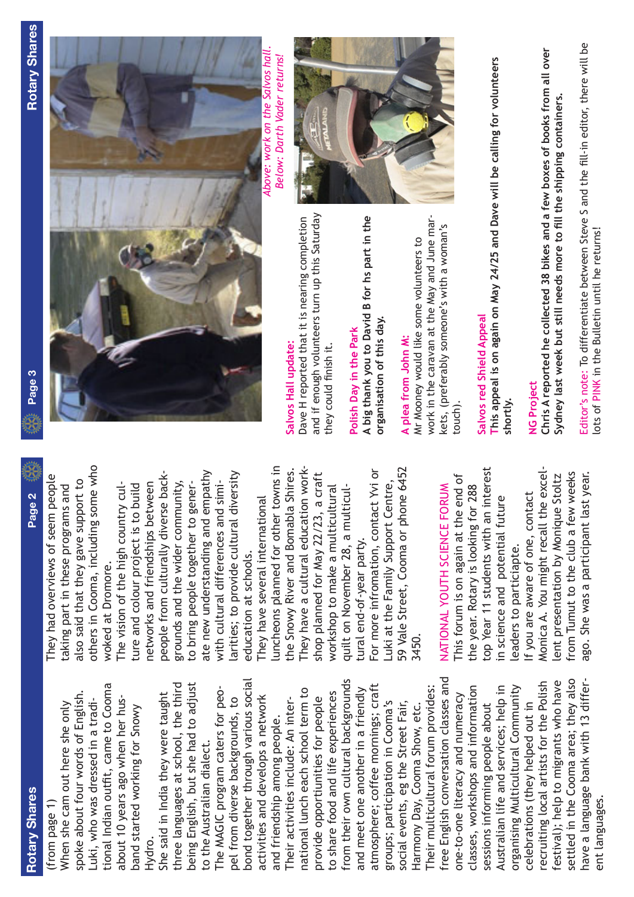(from page 1)

When she cam out here she only spoke about four words of English. Luki, who was dressed in a traditional Indian outfit, came to Cooma about 10 years ago when her husband started working for Snowy Hydro.

She said in India they were taught three languages at school, the third being English, but she had to adjust to the Australian dialect.

The MAGIC program caters for people from diverse backgrounds, to bond together through various social activities and develops a network and friendship among people.

Their activities include: An international lunch each school term to provide opportunities for people to share food and life experiences from their own cultural backgrounds and meet one another in a friendly atmosphere; coffee mornings; craft groups; participation in Cooma's social events, eg the Street Fair, Harmony Day, Cooma Show, etc.

Their multicultural forum provides: free English conversation classes and one-to-one literacy and numeracy classes, workshops and information sessions informing people about Australian life and services; help in organising Multicultural Community celebrations (they helped out in recruiting local artists for the Polish festival); help to migrants who have settled in the Cooma area; they also have a language bank with 13 different languages.

They had overviews of seem people taking part in these programs and also said that they gave support to others in Cooma, including some who woked at Dromore.

The vision of the high country culture and colour project is to build networks and friendships between people from culturally diverse backgrounds and the wider community, to bring people together to generate new understanding and empathy with cultural differences and similarities; to provide cultural diversity education at schools.

They have several international luncheons planned for other towns in the Snowy River and Bomabla Shires.

They have a cultural education workshop planned for May 22/23, a craft workshop to make a multicultural quilt on November 28, a multicultural end-of-year party.

For more infromation, contact Yvi or Luki at the Family Support Centre, 59 Vale Street, Cooma or phone 6452 3450.

## NATIONAL YOUTH SCIENCE FORUM

This forum is on again at the end of the year. Rotary is looking for 288 top Year 11 students with an interest in science and potential future leaders to particiapte.

If you are aware of one, contact Monica A. You might recall the excellent presentation by Monique Stoltz from Tumut to the club a few weeks ago. She was a participant last year.

*Above: work on the Salvos hall.*
*Below: Darth Vader returns!*

## Salvos Hall update:

Dave H reported that it is nearing completion and if enough volunteers turn up this Saturday they could finish it.

## Polish Day in the Park

**A big thank you to David B for hs part in the organisation of this day.**

## A plea from John M:

Mr Mooney would like some volunteers to work in the caravan at the May and June markets, (preferably someone's with a woman's touch).

## Salvos red Shield Appeal

**This appeal is on again on May 24/25 and Dave will be calling for volunteers shortly.**

## NG Project

**Chris A reported he collected 38 bikes and a few boxes of books from all over Sydney last week but still needs more to fill the shipping containers.**

Editor's note: To differentiate between Steve S and the fill-in editor, there will be lots of PINK in the Bulletin until he returns!